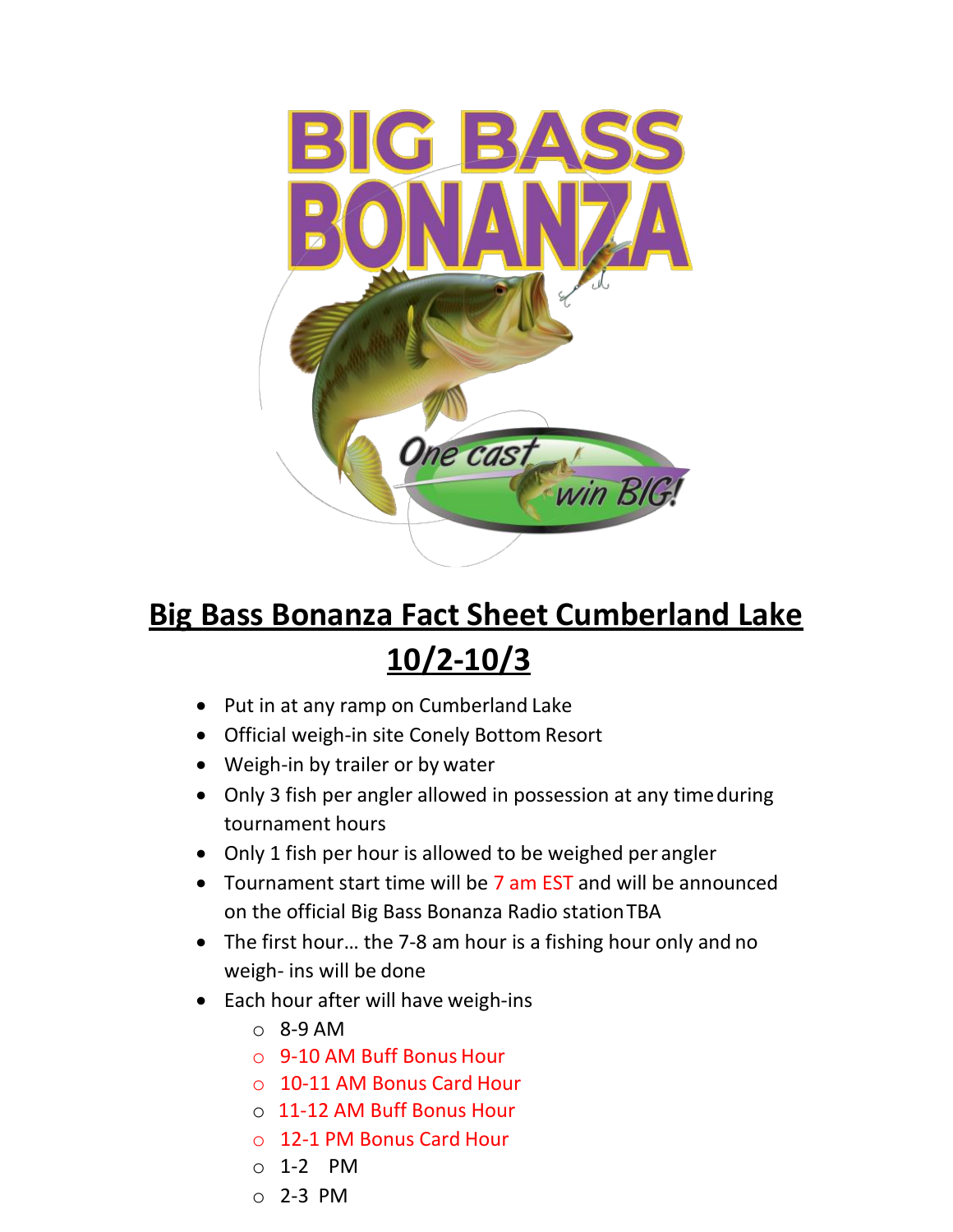# Big Bass Bonanza Fact Sheet Cumberland Lake 10/2-10/3

- Put in at any ramp on Cumberland Lake
- Official weigh-in site Conely Bottom Resort
- Weigh-in by trailer or by water
- Only 3 fish per angler allowed in possession at any time during tournament hours
- Only 1 fish per hour is allowed to be weighed per angler
- Tournament start time will be 7 am EST and will be announced on the official Big Bass Bonanza Radio station TBA
- The first hour… the 7-8 am hour is a fishing hour only and no weigh- ins will be done
- Each hour after will have weigh-ins
  - 8-9 AM
  - 9-10 AM Buff Bonus Hour
  - 10-11 AM Bonus Card Hour
  - 11-12 AM Buff Bonus Hour
  - 12-1 PM Bonus Card Hour
  - 1-2 PM
  - 2-3 PM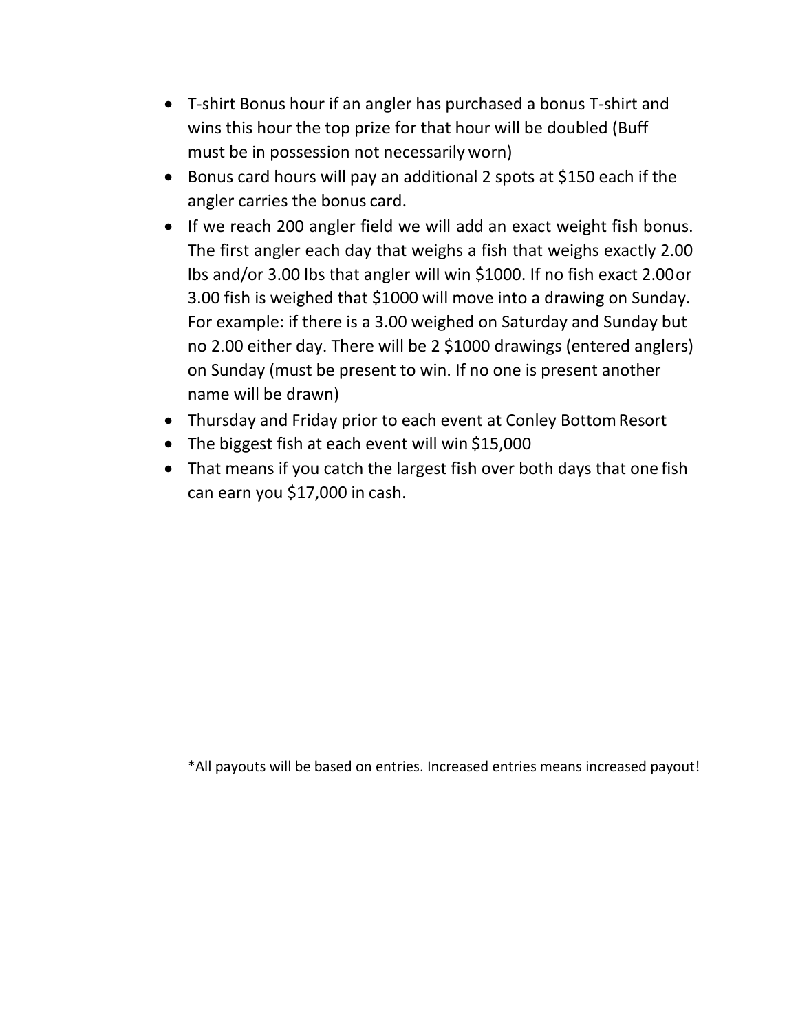- T-shirt Bonus hour if an angler has purchased a bonus T-shirt and wins this hour the top prize for that hour will be doubled (Buff must be in possession not necessarily worn)
- Bonus card hours will pay an additional 2 spots at $150 each if the angler carries the bonus card.
- If we reach 200 angler field we will add an exact weight fish bonus. The first angler each day that weighs a fish that weighs exactly 2.00 lbs and/or 3.00 lbs that angler will win $1000. If no fish exact 2.00 or 3.00 fish is weighed that $1000 will move into a drawing on Sunday. For example: if there is a 3.00 weighed on Saturday and Sunday but no 2.00 either day. There will be 2 $1000 drawings (entered anglers) on Sunday (must be present to win. If no one is present another name will be drawn)
- Thursday and Friday prior to each event at Conley Bottom Resort
- The biggest fish at each event will win $15,000
- That means if you catch the largest fish over both days that one fish can earn you $17,000 in cash.

*All payouts will be based on entries. Increased entries means increased payout!